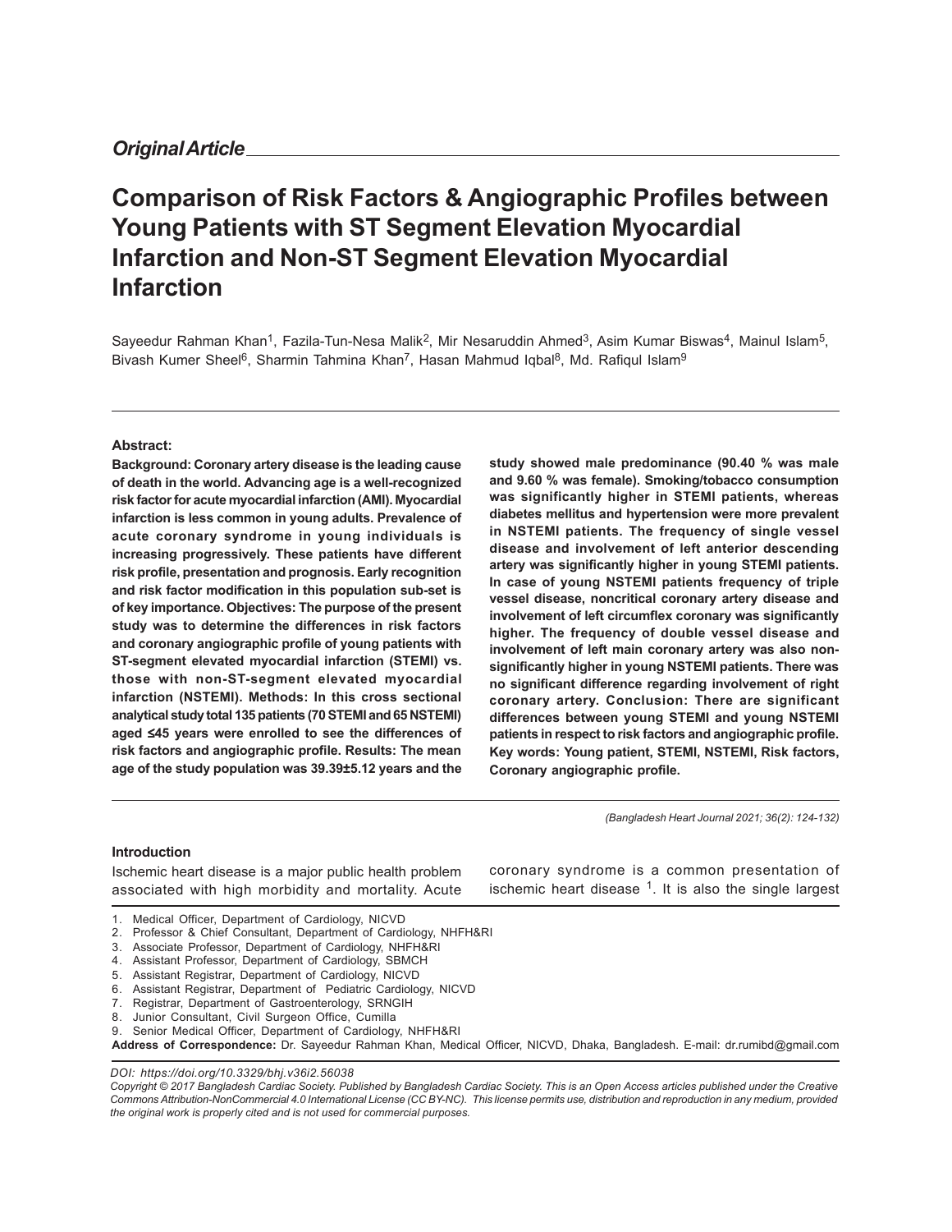*Original Article*

# Comparison of Risk Factors & Angiographic Profiles between Young Patients with ST Segment Elevation Myocardial Infarction and Non-ST Segment Elevation Myocardial Infarction

Sayeedur Rahman Khan[1], Fazila-Tun-Nesa Malik[2], Mir Nesaruddin Ahmed[3], Asim Kumar Biswas[4], Mainul Islam[5], Bivash Kumer Sheel[6], Sharmin Tahmina Khan[7], Hasan Mahmud Iqbal[8], Md. Rafiqul Islam[9]

**Abstract:**

**Background: Coronary artery disease is the leading cause of death in the world. Advancing age is a well-recognized risk factor for acute myocardial infarction (AMI). Myocardial infarction is less common in young adults. Prevalence of acute coronary syndrome in young individuals is increasing progressively. These patients have different risk profile, presentation and prognosis. Early recognition and risk factor modification in this population sub-set is of key importance. Objectives: The purpose of the present study was to determine the differences in risk factors and coronary angiographic profile of young patients with ST-segment elevated myocardial infarction (STEMI) vs. those with non-ST-segment elevated myocardial infarction (NSTEMI). Methods: In this cross sectional analytical study total 135 patients (70 STEMI and 65 NSTEMI) aged ≤45 years were enrolled to see the differences of risk factors and angiographic profile. Results: The mean age of the study population was 39.39±5.12 years and the study showed male predominance (90.40 % was male and 9.60 % was female). Smoking/tobacco consumption was significantly higher in STEMI patients, whereas diabetes mellitus and hypertension were more prevalent in NSTEMI patients. The frequency of single vessel disease and involvement of left anterior descending artery was significantly higher in young STEMI patients. In case of young NSTEMI patients frequency of triple vessel disease, noncritical coronary artery disease and involvement of left circumflex coronary was significantly higher. The frequency of double vessel disease and involvement of left main coronary artery was also non-significantly higher in young NSTEMI patients. There was no significant difference regarding involvement of right coronary artery. Conclusion: There are significant differences between young STEMI and young NSTEMI patients in respect to risk factors and angiographic profile.**

**Key words: Young patient, STEMI, NSTEMI, Risk factors, Coronary angiographic profile.**

*(Bangladesh Heart Journal 2021; 36(2): 124-132)*

## Introduction

Ischemic heart disease is a major public health problem associated with high morbidity and mortality. Acute coronary syndrome is a common presentation of ischemic heart disease [1]. It is also the single largest

1. Medical Officer, Department of Cardiology, NICVD
2. Professor & Chief Consultant, Department of Cardiology, NHFH&RI
3. Associate Professor, Department of Cardiology, NHFH&RI
4. Assistant Professor, Department of Cardiology, SBMCH
5. Assistant Registrar, Department of Cardiology, NICVD
6. Assistant Registrar, Department of Pediatric Cardiology, NICVD
7. Registrar, Department of Gastroenterology, SRNGIH
8. Junior Consultant, Civil Surgeon Office, Cumilla
9. Senior Medical Officer, Department of Cardiology, NHFH&RI

**Address of Correspondence:** Dr. Sayeedur Rahman Khan, Medical Officer, NICVD, Dhaka, Bangladesh. E-mail: dr.rumibd@gmail.com

*DOI: https://doi.org/10.3329/bhj.v36i2.56038*

*Copyright © 2017 Bangladesh Cardiac Society. Published by Bangladesh Cardiac Society. This is an Open Access articles published under the Creative Commons Attribution-NonCommercial 4.0 International License (CC BY-NC). This license permits use, distribution and reproduction in any medium, provided the original work is properly cited and is not used for commercial purposes.*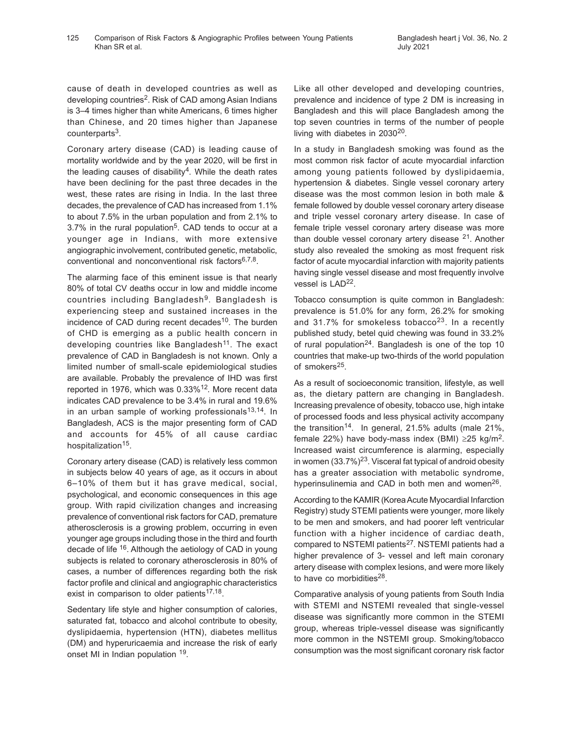cause of death in developed countries as well as developing countries[2]. Risk of CAD among Asian Indians is 3–4 times higher than white Americans, 6 times higher than Chinese, and 20 times higher than Japanese counterparts[3].

Coronary artery disease (CAD) is leading cause of mortality worldwide and by the year 2020, will be first in the leading causes of disability[4]. While the death rates have been declining for the past three decades in the west, these rates are rising in India. In the last three decades, the prevalence of CAD has increased from 1.1% to about 7.5% in the urban population and from 2.1% to 3.7% in the rural population[5]. CAD tends to occur at a younger age in Indians, with more extensive angiographic involvement, contributed genetic, metabolic, conventional and nonconventional risk factors[6,7,8].

The alarming face of this eminent issue is that nearly 80% of total CV deaths occur in low and middle income countries including Bangladesh[9]. Bangladesh is experiencing steep and sustained increases in the incidence of CAD during recent decades[10]. The burden of CHD is emerging as a public health concern in developing countries like Bangladesh[11]. The exact prevalence of CAD in Bangladesh is not known. Only a limited number of small-scale epidemiological studies are available. Probably the prevalence of IHD was first reported in 1976, which was 0.33%[12]. More recent data indicates CAD prevalence to be 3.4% in rural and 19.6% in an urban sample of working professionals[13,14]. In Bangladesh, ACS is the major presenting form of CAD and accounts for 45% of all cause cardiac hospitalization[15].

Coronary artery disease (CAD) is relatively less common in subjects below 40 years of age, as it occurs in about 6–10% of them but it has grave medical, social, psychological, and economic consequences in this age group. With rapid civilization changes and increasing prevalence of conventional risk factors for CAD, premature atherosclerosis is a growing problem, occurring in even younger age groups including those in the third and fourth decade of life [16]. Although the aetiology of CAD in young subjects is related to coronary atherosclerosis in 80% of cases, a number of differences regarding both the risk factor profile and clinical and angiographic characteristics exist in comparison to older patients[17,18].

Sedentary life style and higher consumption of calories, saturated fat, tobacco and alcohol contribute to obesity, dyslipidaemia, hypertension (HTN), diabetes mellitus (DM) and hyperuricaemia and increase the risk of early onset MI in Indian population [19].

Like all other developed and developing countries, prevalence and incidence of type 2 DM is increasing in Bangladesh and this will place Bangladesh among the top seven countries in terms of the number of people living with diabetes in 2030[20].

In a study in Bangladesh smoking was found as the most common risk factor of acute myocardial infarction among young patients followed by dyslipidaemia, hypertension & diabetes. Single vessel coronary artery disease was the most common lesion in both male & female followed by double vessel coronary artery disease and triple vessel coronary artery disease. In case of female triple vessel coronary artery disease was more than double vessel coronary artery disease [21]. Another study also revealed the smoking as most frequent risk factor of acute myocardial infarction with majority patients having single vessel disease and most frequently involve vessel is LAD[22].

Tobacco consumption is quite common in Bangladesh: prevalence is 51.0% for any form, 26.2% for smoking and 31.7% for smokeless tobacco[23]. In a recently published study, betel quid chewing was found in 33.2% of rural population[24]. Bangladesh is one of the top 10 countries that make-up two-thirds of the world population of smokers[25].

As a result of socioeconomic transition, lifestyle, as well as, the dietary pattern are changing in Bangladesh. Increasing prevalence of obesity, tobacco use, high intake of processed foods and less physical activity accompany the transition[14]. In general, 21.5% adults (male 21%, female 22%) have body-mass index (BMI) $\geq$25 kg/m$^2$. Increased waist circumference is alarming, especially in women (33.7%)[23]. Visceral fat typical of android obesity has a greater association with metabolic syndrome, hyperinsulinemia and CAD in both men and women[26].

According to the KAMIR (Korea Acute Myocardial Infarction Registry) study STEMI patients were younger, more likely to be men and smokers, and had poorer left ventricular function with a higher incidence of cardiac death, compared to NSTEMI patients[27]. NSTEMI patients had a higher prevalence of 3- vessel and left main coronary artery disease with complex lesions, and were more likely to have co morbidities[28].

Comparative analysis of young patients from South India with STEMI and NSTEMI revealed that single-vessel disease was significantly more common in the STEMI group, whereas triple-vessel disease was significantly more common in the NSTEMI group. Smoking/tobacco consumption was the most significant coronary risk factor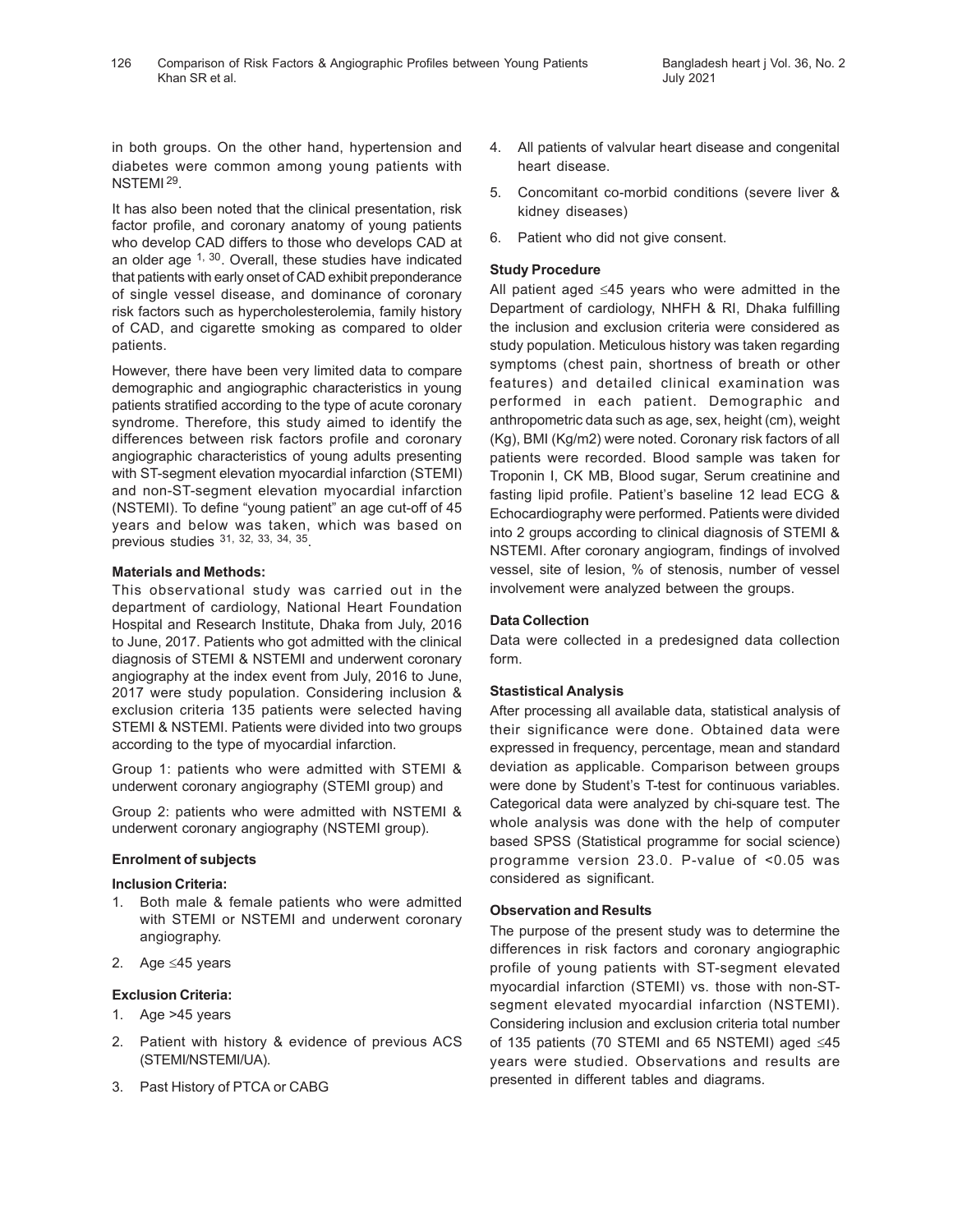in both groups. On the other hand, hypertension and diabetes were common among young patients with NSTEMI [29].

It has also been noted that the clinical presentation, risk factor profile, and coronary anatomy of young patients who develop CAD differs to those who develops CAD at an older age [1, 30]. Overall, these studies have indicated that patients with early onset of CAD exhibit preponderance of single vessel disease, and dominance of coronary risk factors such as hypercholesterolemia, family history of CAD, and cigarette smoking as compared to older patients.

However, there have been very limited data to compare demographic and angiographic characteristics in young patients stratified according to the type of acute coronary syndrome. Therefore, this study aimed to identify the differences between risk factors profile and coronary angiographic characteristics of young adults presenting with ST-segment elevation myocardial infarction (STEMI) and non-ST-segment elevation myocardial infarction (NSTEMI). To define "young patient" an age cut-off of 45 years and below was taken, which was based on previous studies [31, 32, 33, 34, 35].

**Materials and Methods:**

This observational study was carried out in the department of cardiology, National Heart Foundation Hospital and Research Institute, Dhaka from July, 2016 to June, 2017. Patients who got admitted with the clinical diagnosis of STEMI & NSTEMI and underwent coronary angiography at the index event from July, 2016 to June, 2017 were study population. Considering inclusion & exclusion criteria 135 patients were selected having STEMI & NSTEMI. Patients were divided into two groups according to the type of myocardial infarction.

Group 1: patients who were admitted with STEMI & underwent coronary angiography (STEMI group) and

Group 2: patients who were admitted with NSTEMI & underwent coronary angiography (NSTEMI group).

**Enrolment of subjects**

**Inclusion Criteria:**

1. Both male & female patients who were admitted with STEMI or NSTEMI and underwent coronary angiography.
2. Age ≤45 years

**Exclusion Criteria:**

1. Age >45 years
2. Patient with history & evidence of previous ACS (STEMI/NSTEMI/UA).
3. Past History of PTCA or CABG
4. All patients of valvular heart disease and congenital heart disease.
5. Concomitant co-morbid conditions (severe liver & kidney diseases)
6. Patient who did not give consent.

**Study Procedure**

All patient aged ≤45 years who were admitted in the Department of cardiology, NHFH & RI, Dhaka fulfilling the inclusion and exclusion criteria were considered as study population. Meticulous history was taken regarding symptoms (chest pain, shortness of breath or other features) and detailed clinical examination was performed in each patient. Demographic and anthropometric data such as age, sex, height (cm), weight (Kg), BMI (Kg/m2) were noted. Coronary risk factors of all patients were recorded. Blood sample was taken for Troponin I, CK MB, Blood sugar, Serum creatinine and fasting lipid profile. Patient's baseline 12 lead ECG & Echocardiography were performed. Patients were divided into 2 groups according to clinical diagnosis of STEMI & NSTEMI. After coronary angiogram, findings of involved vessel, site of lesion, % of stenosis, number of vessel involvement were analyzed between the groups.

**Data Collection**

Data were collected in a predesigned data collection form.

**Stastistical Analysis**

After processing all available data, statistical analysis of their significance were done. Obtained data were expressed in frequency, percentage, mean and standard deviation as applicable. Comparison between groups were done by Student's T-test for continuous variables. Categorical data were analyzed by chi-square test. The whole analysis was done with the help of computer based SPSS (Statistical programme for social science) programme version 23.0. P-value of <0.05 was considered as significant.

**Observation and Results**

The purpose of the present study was to determine the differences in risk factors and coronary angiographic profile of young patients with ST-segment elevated myocardial infarction (STEMI) vs. those with non-ST-segment elevated myocardial infarction (NSTEMI). Considering inclusion and exclusion criteria total number of 135 patients (70 STEMI and 65 NSTEMI) aged ≤45 years were studied. Observations and results are presented in different tables and diagrams.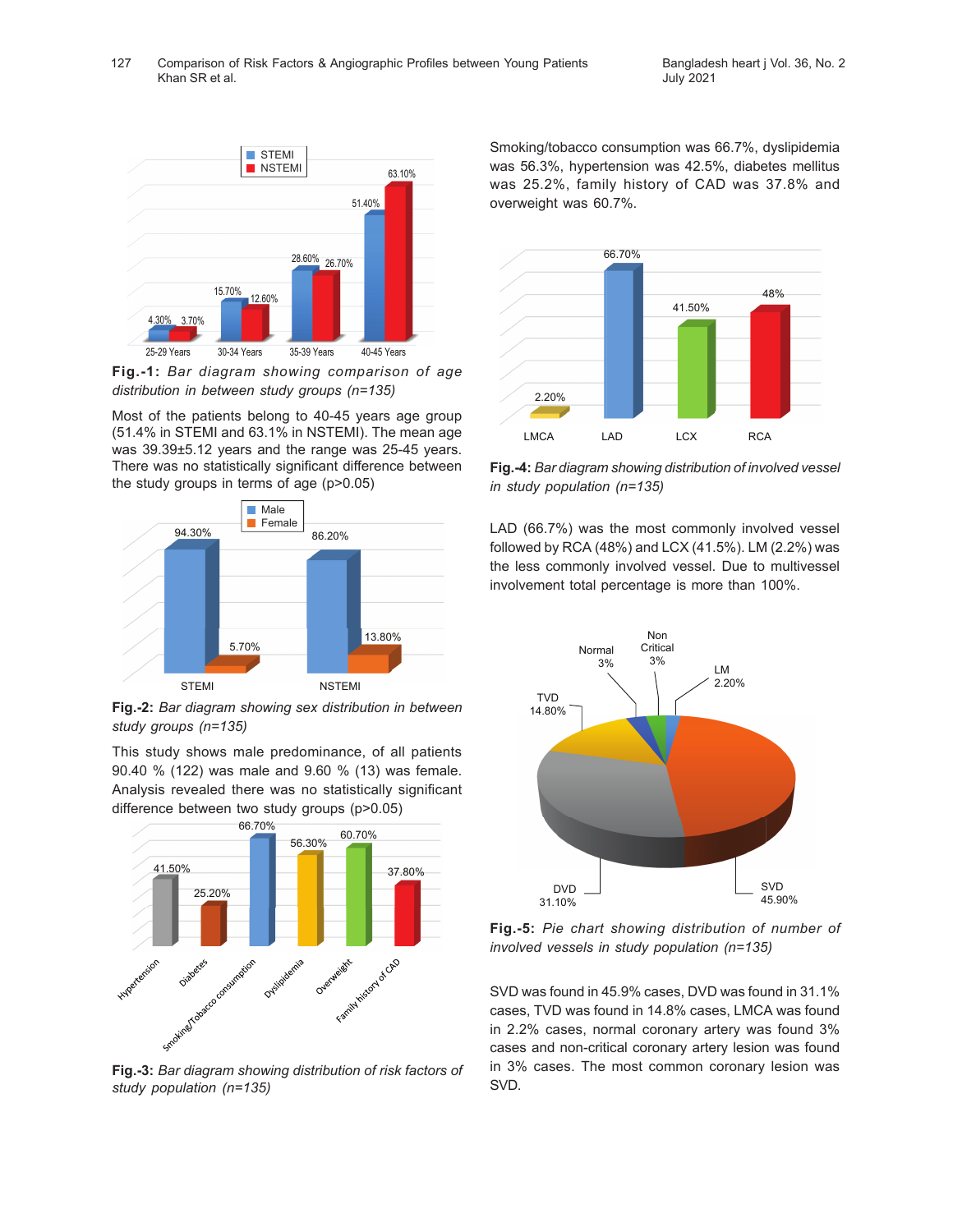Fig.-1: *Bar diagram showing comparison of age distribution in between study groups (n=135)*

Most of the patients belong to 40-45 years age group (51.4% in STEMI and 63.1% in NSTEMI). The mean age was 39.39±5.12 years and the range was 25-45 years. There was no statistically significant difference between the study groups in terms of age (p>0.05)

Fig.-2: *Bar diagram showing sex distribution in between study groups (n=135)*

This study shows male predominance, of all patients 90.40 % (122) was male and 9.60 % (13) was female. Analysis revealed there was no statistically significant difference between two study groups (p>0.05)

Fig.-3: *Bar diagram showing distribution of risk factors of study population (n=135)*

Smoking/tobacco consumption was 66.7%, dyslipidemia was 56.3%, hypertension was 42.5%, diabetes mellitus was 25.2%, family history of CAD was 37.8% and overweight was 60.7%.

Fig.-4: *Bar diagram showing distribution of involved vessel in study population (n=135)*

LAD (66.7%) was the most commonly involved vessel followed by RCA (48%) and LCX (41.5%). LM (2.2%) was the less commonly involved vessel. Due to multivessel involvement total percentage is more than 100%.

Fig.-5: *Pie chart showing distribution of number of involved vessels in study population (n=135)*

SVD was found in 45.9% cases, DVD was found in 31.1% cases, TVD was found in 14.8% cases, LMCA was found in 2.2% cases, normal coronary artery was found 3% cases and non-critical coronary artery lesion was found in 3% cases. The most common coronary lesion was SVD.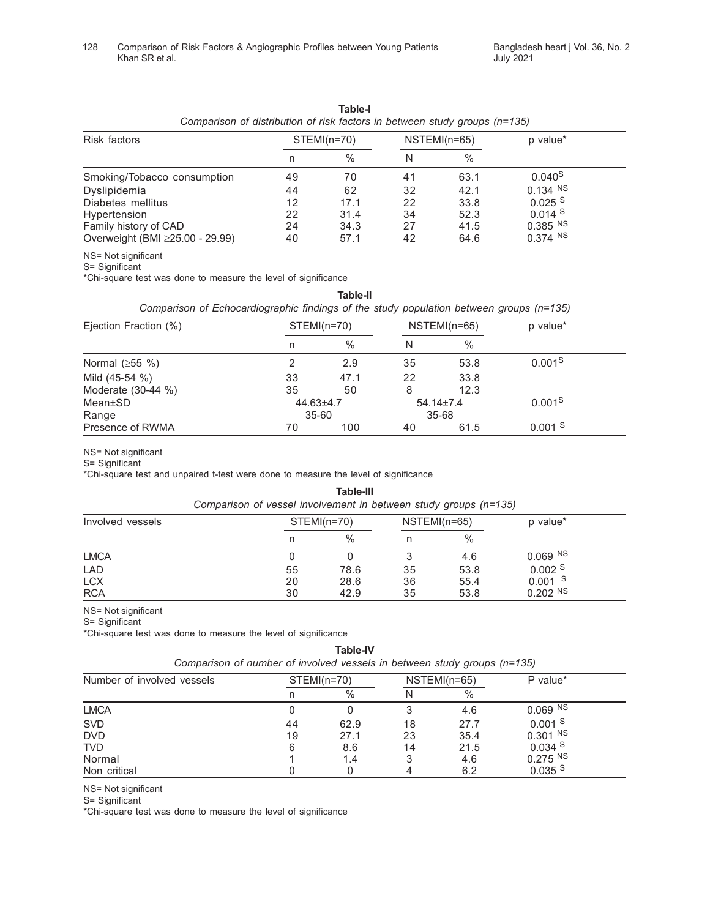**Table-I**

*Comparison of distribution of risk factors in between study groups (n=135)*

| Risk factors | STEMI(n=70) | | NSTEMI(n=65) | | p value* |
|---|---|---|---|---|---|
| | n | % | N | % | |
| Smoking/Tobacco consumption | 49 | 70 | 41 | 63.1 | 0.040[S] |
| Dyslipidemia | 44 | 62 | 32 | 42.1 | 0.134 [NS] |
| Diabetes mellitus | 12 | 17.1 | 22 | 33.8 | 0.025 [S] |
| Hypertension | 22 | 31.4 | 34 | 52.3 | 0.014 [S] |
| Family history of CAD | 24 | 34.3 | 27 | 41.5 | 0.385 [NS] |
| Overweight (BMI ≥25.00 - 29.99) | 40 | 57.1 | 42 | 64.6 | 0.374 [NS] |

NS= Not significant

S= Significant

*Chi-square test was done to measure the level of significance

**Table-II**

*Comparison of Echocardiographic findings of the study population between groups (n=135)*

| Ejection Fraction (%) | STEMI(n=70) | | NSTEMI(n=65) | | p value* |
|---|---|---|---|---|---|
| | n | % | N | % | |
| Normal (≥55 %) | 2 | 2.9 | 35 | 53.8 | 0.001[S] |
| Mild (45-54 %) | 33 | 47.1 | 22 | 33.8 | |
| Moderate (30-44 %) | 35 | 50 | 8 | 12.3 | |
| Mean±SD | 44.63±4.7 | | 54.14±7.4 | | 0.001[S] |
| Range | 35-60 | | 35-68 | | |
| Presence of RWMA | 70 | 100 | 40 | 61.5 | 0.001 [S] |

NS= Not significant

S= Significant

*Chi-square test and unpaired t-test were done to measure the level of significance

**Table-III**

*Comparison of vessel involvement in between study groups (n=135)*

| Involved vessels | STEMI(n=70) | | NSTEMI(n=65) | | p value* |
|---|---|---|---|---|---|
| | n | % | n | % | |
| LMCA | 0 | 0 | 3 | 4.6 | 0.069 [NS] |
| LAD | 55 | 78.6 | 35 | 53.8 | 0.002 [S] |
| LCX | 20 | 28.6 | 36 | 55.4 | 0.001 [S] |
| RCA | 30 | 42.9 | 35 | 53.8 | 0.202 [NS] |

NS= Not significant

S= Significant

*Chi-square test was done to measure the level of significance

**Table-IV**

*Comparison of number of involved vessels in between study groups (n=135)*

| Number of involved vessels | STEMI(n=70) | | NSTEMI(n=65) | | P value* |
|---|---|---|---|---|---|
| | n | % | N | % | |
| LMCA | 0 | 0 | 3 | 4.6 | 0.069 [NS] |
| SVD | 44 | 62.9 | 18 | 27.7 | 0.001 [S] |
| DVD | 19 | 27.1 | 23 | 35.4 | 0.301 [NS] |
| TVD | 6 | 8.6 | 14 | 21.5 | 0.034 [S] |
| Normal | 1 | 1.4 | 3 | 4.6 | 0.275 [NS] |
| Non critical | 0 | 0 | 4 | 6.2 | 0.035 [S] |

NS= Not significant

S= Significant

*Chi-square test was done to measure the level of significance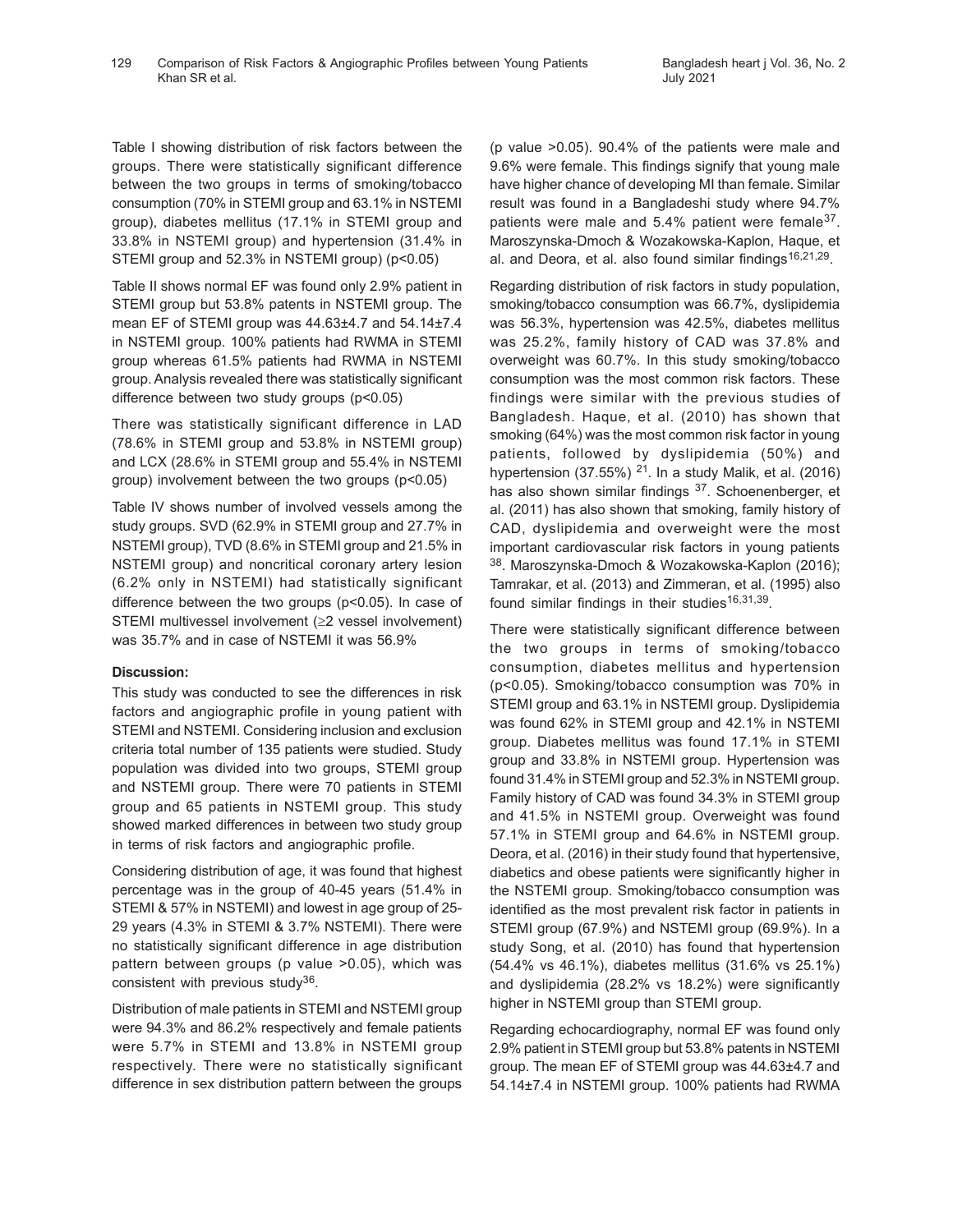Table I showing distribution of risk factors between the groups. There were statistically significant difference between the two groups in terms of smoking/tobacco consumption (70% in STEMI group and 63.1% in NSTEMI group), diabetes mellitus (17.1% in STEMI group and 33.8% in NSTEMI group) and hypertension (31.4% in STEMI group and 52.3% in NSTEMI group) (p<0.05)

Table II shows normal EF was found only 2.9% patient in STEMI group but 53.8% patents in NSTEMI group. The mean EF of STEMI group was 44.63±4.7 and 54.14±7.4 in NSTEMI group. 100% patients had RWMA in STEMI group whereas 61.5% patients had RWMA in NSTEMI group. Analysis revealed there was statistically significant difference between two study groups (p<0.05)

There was statistically significant difference in LAD (78.6% in STEMI group and 53.8% in NSTEMI group) and LCX (28.6% in STEMI group and 55.4% in NSTEMI group) involvement between the two groups (p<0.05)

Table IV shows number of involved vessels among the study groups. SVD (62.9% in STEMI group and 27.7% in NSTEMI group), TVD (8.6% in STEMI group and 21.5% in NSTEMI group) and noncritical coronary artery lesion (6.2% only in NSTEMI) had statistically significant difference between the two groups (p<0.05). In case of STEMI multivessel involvement (≥2 vessel involvement) was 35.7% and in case of NSTEMI it was 56.9%

**Discussion:**

This study was conducted to see the differences in risk factors and angiographic profile in young patient with STEMI and NSTEMI. Considering inclusion and exclusion criteria total number of 135 patients were studied. Study population was divided into two groups, STEMI group and NSTEMI group. There were 70 patients in STEMI group and 65 patients in NSTEMI group. This study showed marked differences in between two study group in terms of risk factors and angiographic profile.

Considering distribution of age, it was found that highest percentage was in the group of 40-45 years (51.4% in STEMI & 57% in NSTEMI) and lowest in age group of 25-29 years (4.3% in STEMI & 3.7% NSTEMI). There were no statistically significant difference in age distribution pattern between groups (p value >0.05), which was consistent with previous study[36].

Distribution of male patients in STEMI and NSTEMI group were 94.3% and 86.2% respectively and female patients were 5.7% in STEMI and 13.8% in NSTEMI group respectively. There were no statistically significant difference in sex distribution pattern between the groups (p value >0.05). 90.4% of the patients were male and 9.6% were female. This findings signify that young male have higher chance of developing MI than female. Similar result was found in a Bangladeshi study where 94.7% patients were male and 5.4% patient were female[37]. Maroszynska-Dmoch & Wozakowska-Kaplon, Haque, et al. and Deora, et al. also found similar findings[16,21,29].

Regarding distribution of risk factors in study population, smoking/tobacco consumption was 66.7%, dyslipidemia was 56.3%, hypertension was 42.5%, diabetes mellitus was 25.2%, family history of CAD was 37.8% and overweight was 60.7%. In this study smoking/tobacco consumption was the most common risk factors. These findings were similar with the previous studies of Bangladesh. Haque, et al. (2010) has shown that smoking (64%) was the most common risk factor in young patients, followed by dyslipidemia (50%) and hypertension (37.55%) [21]. In a study Malik, et al. (2016) has also shown similar findings [37]. Schoenenberger, et al. (2011) has also shown that smoking, family history of CAD, dyslipidemia and overweight were the most important cardiovascular risk factors in young patients [38]. Maroszynska-Dmoch & Wozakowska-Kaplon (2016); Tamrakar, et al. (2013) and Zimmeran, et al. (1995) also found similar findings in their studies[16,31,39].

There were statistically significant difference between the two groups in terms of smoking/tobacco consumption, diabetes mellitus and hypertension (p<0.05). Smoking/tobacco consumption was 70% in STEMI group and 63.1% in NSTEMI group. Dyslipidemia was found 62% in STEMI group and 42.1% in NSTEMI group. Diabetes mellitus was found 17.1% in STEMI group and 33.8% in NSTEMI group. Hypertension was found 31.4% in STEMI group and 52.3% in NSTEMI group. Family history of CAD was found 34.3% in STEMI group and 41.5% in NSTEMI group. Overweight was found 57.1% in STEMI group and 64.6% in NSTEMI group. Deora, et al. (2016) in their study found that hypertensive, diabetics and obese patients were significantly higher in the NSTEMI group. Smoking/tobacco consumption was identified as the most prevalent risk factor in patients in STEMI group (67.9%) and NSTEMI group (69.9%). In a study Song, et al. (2010) has found that hypertension (54.4% vs 46.1%), diabetes mellitus (31.6% vs 25.1%) and dyslipidemia (28.2% vs 18.2%) were significantly higher in NSTEMI group than STEMI group.

Regarding echocardiography, normal EF was found only 2.9% patient in STEMI group but 53.8% patents in NSTEMI group. The mean EF of STEMI group was 44.63±4.7 and 54.14±7.4 in NSTEMI group. 100% patients had RWMA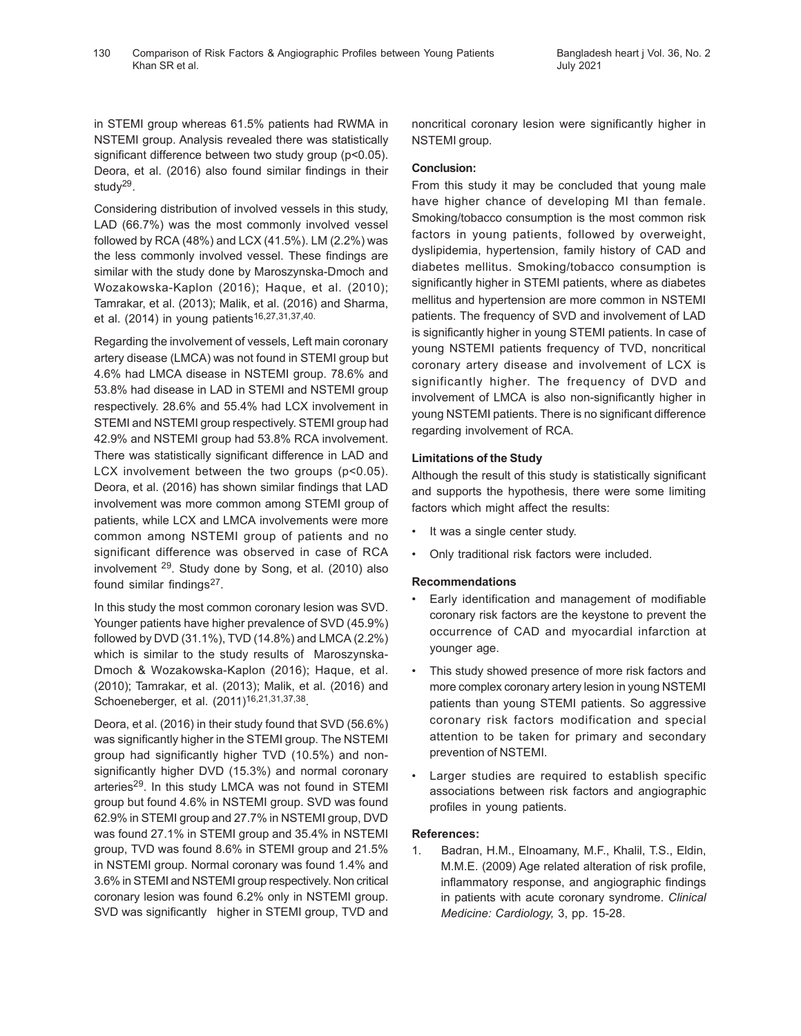in STEMI group whereas 61.5% patients had RWMA in NSTEMI group. Analysis revealed there was statistically significant difference between two study group ($p<0.05$). Deora, et al. (2016) also found similar findings in their study[29].

Considering distribution of involved vessels in this study, LAD (66.7%) was the most commonly involved vessel followed by RCA (48%) and LCX (41.5%). LM (2.2%) was the less commonly involved vessel. These findings are similar with the study done by Maroszynska-Dmoch and Wozakowska-Kaplon (2016); Haque, et al. (2010); Tamrakar, et al. (2013); Malik, et al. (2016) and Sharma, et al. (2014) in young patients[16,27,31,37,40].

Regarding the involvement of vessels, Left main coronary artery disease (LMCA) was not found in STEMI group but 4.6% had LMCA disease in NSTEMI group. 78.6% and 53.8% had disease in LAD in STEMI and NSTEMI group respectively. 28.6% and 55.4% had LCX involvement in STEMI and NSTEMI group respectively. STEMI group had 42.9% and NSTEMI group had 53.8% RCA involvement. There was statistically significant difference in LAD and LCX involvement between the two groups ($p<0.05$). Deora, et al. (2016) has shown similar findings that LAD involvement was more common among STEMI group of patients, while LCX and LMCA involvements were more common among NSTEMI group of patients and no significant difference was observed in case of RCA involvement [29]. Study done by Song, et al. (2010) also found similar findings[27].

In this study the most common coronary lesion was SVD. Younger patients have higher prevalence of SVD (45.9%) followed by DVD (31.1%), TVD (14.8%) and LMCA (2.2%) which is similar to the study results of Maroszynska-Dmoch & Wozakowska-Kaplon (2016); Haque, et al. (2010); Tamrakar, et al. (2013); Malik, et al. (2016) and Schoeneberger, et al. (2011)[16,21,31,37,38].

Deora, et al. (2016) in their study found that SVD (56.6%) was significantly higher in the STEMI group. The NSTEMI group had significantly higher TVD (10.5%) and non-significantly higher DVD (15.3%) and normal coronary arteries[29]. In this study LMCA was not found in STEMI group but found 4.6% in NSTEMI group. SVD was found 62.9% in STEMI group and 27.7% in NSTEMI group, DVD was found 27.1% in STEMI group and 35.4% in NSTEMI group, TVD was found 8.6% in STEMI group and 21.5% in NSTEMI group. Normal coronary was found 1.4% and 3.6% in STEMI and NSTEMI group respectively. Non critical coronary lesion was found 6.2% only in NSTEMI group. SVD was significantly higher in STEMI group, TVD and noncritical coronary lesion were significantly higher in NSTEMI group.

**Conclusion:**

From this study it may be concluded that young male have higher chance of developing MI than female. Smoking/tobacco consumption is the most common risk factors in young patients, followed by overweight, dyslipidemia, hypertension, family history of CAD and diabetes mellitus. Smoking/tobacco consumption is significantly higher in STEMI patients, where as diabetes mellitus and hypertension are more common in NSTEMI patients. The frequency of SVD and involvement of LAD is significantly higher in young STEMI patients. In case of young NSTEMI patients frequency of TVD, noncritical coronary artery disease and involvement of LCX is significantly higher. The frequency of DVD and involvement of LMCA is also non-significantly higher in young NSTEMI patients. There is no significant difference regarding involvement of RCA.

**Limitations of the Study**

Although the result of this study is statistically significant and supports the hypothesis, there were some limiting factors which might affect the results:

- It was a single center study.
- Only traditional risk factors were included.

**Recommendations**

- Early identification and management of modifiable coronary risk factors are the keystone to prevent the occurrence of CAD and myocardial infarction at younger age.
- This study showed presence of more risk factors and more complex coronary artery lesion in young NSTEMI patients than young STEMI patients. So aggressive coronary risk factors modification and special attention to be taken for primary and secondary prevention of NSTEMI.
- Larger studies are required to establish specific associations between risk factors and angiographic profiles in young patients.

**References:**

1. Badran, H.M., Elnoamany, M.F., Khalil, T.S., Eldin, M.M.E. (2009) Age related alteration of risk profile, inflammatory response, and angiographic findings in patients with acute coronary syndrome. *Clinical Medicine: Cardiology,* 3, pp. 15-28.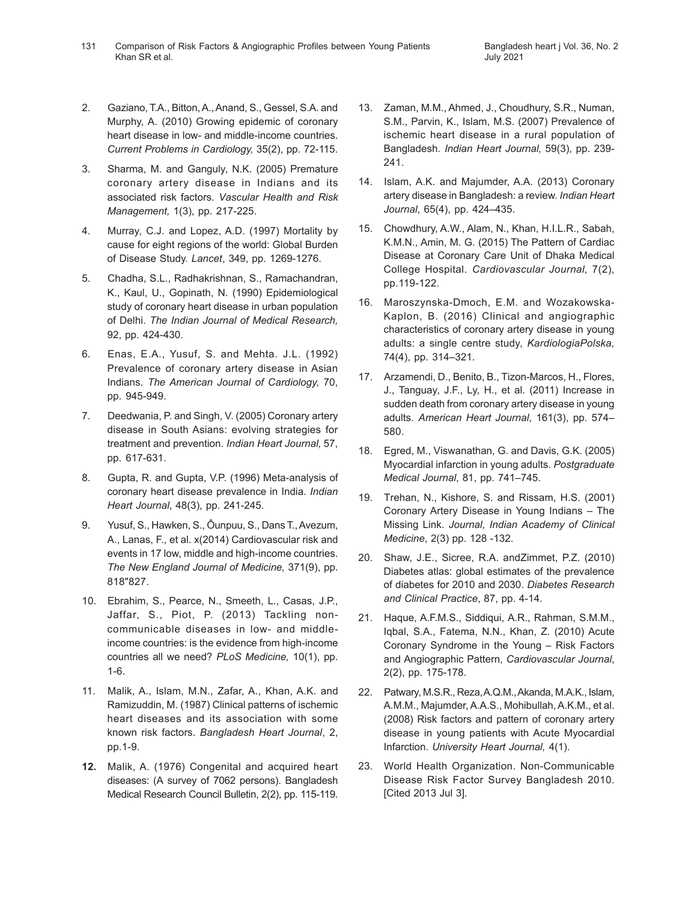2. Gaziano, T.A., Bitton, A., Anand, S., Gessel, S.A. and Murphy, A. (2010) Growing epidemic of coronary heart disease in low- and middle-income countries. *Current Problems in Cardiology,* 35(2), pp. 72-115.

3. Sharma, M. and Ganguly, N.K. (2005) Premature coronary artery disease in Indians and its associated risk factors. *Vascular Health and Risk Management,* 1(3), pp. 217-225.

4. Murray, C.J. and Lopez, A.D. (1997) Mortality by cause for eight regions of the world: Global Burden of Disease Study. *Lancet*, 349, pp. 1269-1276.

5. Chadha, S.L., Radhakrishnan, S., Ramachandran, K., Kaul, U., Gopinath, N. (1990) Epidemiological study of coronary heart disease in urban population of Delhi. *The Indian Journal of Medical Research,* 92, pp. 424-430.

6. Enas, E.A., Yusuf, S. and Mehta. J.L. (1992) Prevalence of coronary artery disease in Asian Indians. *The American Journal of Cardiology,* 70, pp. 945-949.

7. Deedwania, P. and Singh, V. (2005) Coronary artery disease in South Asians: evolving strategies for treatment and prevention. *Indian Heart Journal,* 57, pp. 617-631.

8. Gupta, R. and Gupta, V.P. (1996) Meta-analysis of coronary heart disease prevalence in India. *Indian Heart Journal*, 48(3), pp. 241-245.

9. Yusuf, S., Hawken, S., Ôunpuu, S., Dans T., Avezum, A., Lanas, F., et al. x(2014) Cardiovascular risk and events in 17 low, middle and high-income countries. *The New England Journal of Medicine,* 371(9), pp. 818"827.

10. Ebrahim, S., Pearce, N., Smeeth, L., Casas, J.P., Jaffar, S., Piot, P. (2013) Tackling non-communicable diseases in low- and middle-income countries: is the evidence from high-income countries all we need? *PLoS Medicine,* 10(1), pp. 1-6.

11. Malik, A., Islam, M.N., Zafar, A., Khan, A.K. and Ramizuddin, M. (1987) Clinical patterns of ischemic heart diseases and its association with some known risk factors. *Bangladesh Heart Journal*, 2, pp.1-9.

**12.** Malik, A. (1976) Congenital and acquired heart diseases: (A survey of 7062 persons). Bangladesh Medical Research Council Bulletin, 2(2), pp. 115-119.

13. Zaman, M.M., Ahmed, J., Choudhury, S.R., Numan, S.M., Parvin, K., Islam, M.S. (2007) Prevalence of ischemic heart disease in a rural population of Bangladesh. *Indian Heart Journal,* 59(3), pp. 239-241.

14. Islam, A.K. and Majumder, A.A. (2013) Coronary artery disease in Bangladesh: a review. *Indian Heart Journal*, 65(4), pp. 424–435.

15. Chowdhury, A.W., Alam, N., Khan, H.I.L.R., Sabah, K.M.N., Amin, M. G. (2015) The Pattern of Cardiac Disease at Coronary Care Unit of Dhaka Medical College Hospital. *Cardiovascular Journal*, 7(2), pp.119-122.

16. Maroszynska-Dmoch, E.M. and Wozakowska-Kaplon, B. (2016) Clinical and angiographic characteristics of coronary artery disease in young adults: a single centre study, *KardiologiaPolska,* 74(4), pp. 314–321.

17. Arzamendi, D., Benito, B., Tizon-Marcos, H., Flores, J., Tanguay, J.F., Ly, H., et al. (2011) Increase in sudden death from coronary artery disease in young adults. *American Heart Journal*, 161(3), pp. 574–580.

18. Egred, M., Viswanathan, G. and Davis, G.K. (2005) Myocardial infarction in young adults. *Postgraduate Medical Journal*, 81, pp. 741–745.

19. Trehan, N., Kishore, S. and Rissam, H.S. (2001) Coronary Artery Disease in Young Indians – The Missing Link. *Journal, Indian Academy of Clinical Medicine*, 2(3) pp. 128 -132.

20. Shaw, J.E., Sicree, R.A. andZimmet, P.Z. (2010) Diabetes atlas: global estimates of the prevalence of diabetes for 2010 and 2030. *Diabetes Research and Clinical Practice*, 87, pp. 4-14.

21. Haque, A.F.M.S., Siddiqui, A.R., Rahman, S.M.M., Iqbal, S.A., Fatema, N.N., Khan, Z. (2010) Acute Coronary Syndrome in the Young – Risk Factors and Angiographic Pattern, *Cardiovascular Journal*, 2(2), pp. 175-178.

22. Patwary, M.S.R., Reza,A.Q.M., Akanda, M.A.K., Islam, A.M.M., Majumder, A.A.S., Mohibullah, A.K.M., et al. (2008) Risk factors and pattern of coronary artery disease in young patients with Acute Myocardial Infarction. *University Heart Journal,* 4(1).

23. World Health Organization. Non-Communicable Disease Risk Factor Survey Bangladesh 2010. [Cited 2013 Jul 3].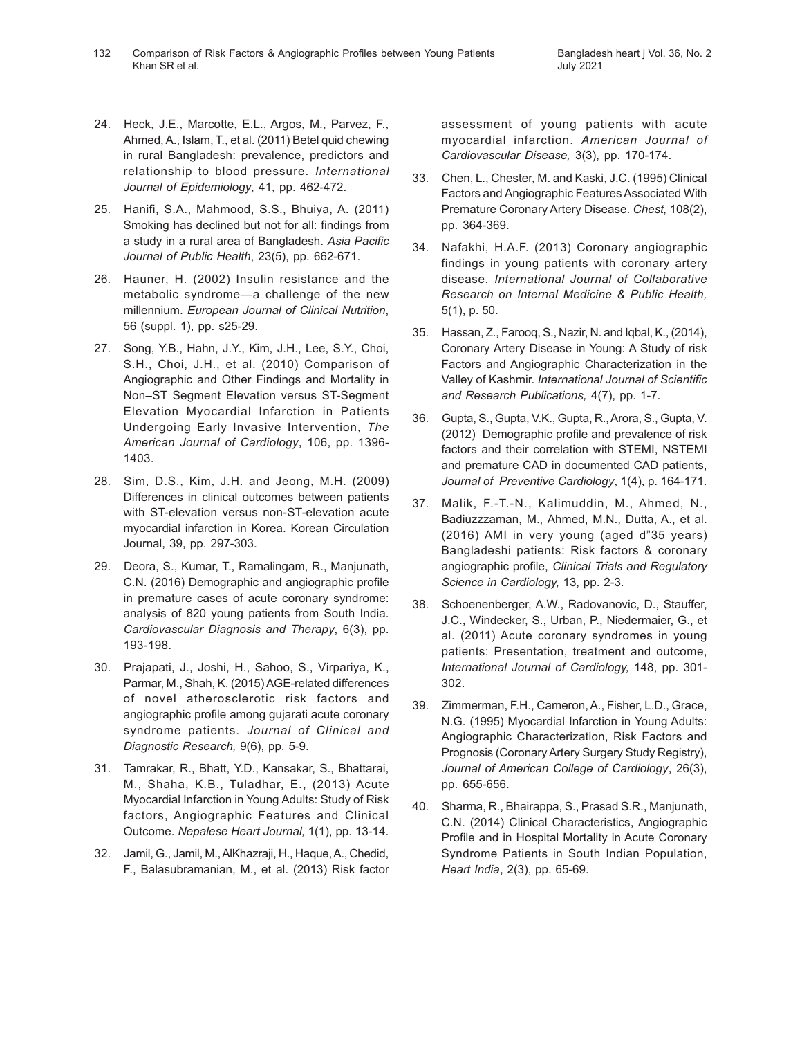24. Heck, J.E., Marcotte, E.L., Argos, M., Parvez, F., Ahmed, A., Islam, T., et al. (2011) Betel quid chewing in rural Bangladesh: prevalence, predictors and relationship to blood pressure. *International Journal of Epidemiology*, 41, pp. 462-472.

25. Hanifi, S.A., Mahmood, S.S., Bhuiya, A. (2011) Smoking has declined but not for all: findings from a study in a rural area of Bangladesh. *Asia Pacific Journal of Public Health*, 23(5), pp. 662-671.

26. Hauner, H. (2002) Insulin resistance and the metabolic syndrome—a challenge of the new millennium. *European Journal of Clinical Nutrition*, 56 (suppl. 1), pp. s25-29.

27. Song, Y.B., Hahn, J.Y., Kim, J.H., Lee, S.Y., Choi, S.H., Choi, J.H., et al. (2010) Comparison of Angiographic and Other Findings and Mortality in Non–ST Segment Elevation versus ST-Segment Elevation Myocardial Infarction in Patients Undergoing Early Invasive Intervention, *The American Journal of Cardiology*, 106, pp. 1396-1403.

28. Sim, D.S., Kim, J.H. and Jeong, M.H. (2009) Differences in clinical outcomes between patients with ST-elevation versus non-ST-elevation acute myocardial infarction in Korea. Korean Circulation Journal, 39, pp. 297-303.

29. Deora, S., Kumar, T., Ramalingam, R., Manjunath, C.N. (2016) Demographic and angiographic profile in premature cases of acute coronary syndrome: analysis of 820 young patients from South India. *Cardiovascular Diagnosis and Therapy*, 6(3), pp. 193-198.

30. Prajapati, J., Joshi, H., Sahoo, S., Virpariya, K., Parmar, M., Shah, K. (2015) AGE-related differences of novel atherosclerotic risk factors and angiographic profile among gujarati acute coronary syndrome patients. *Journal of Clinical and Diagnostic Research,* 9(6), pp. 5-9.

31. Tamrakar, R., Bhatt, Y.D., Kansakar, S., Bhattarai, M., Shaha, K.B., Tuladhar, E., (2013) Acute Myocardial Infarction in Young Adults: Study of Risk factors, Angiographic Features and Clinical Outcome. *Nepalese Heart Journal,* 1(1), pp. 13-14.

32. Jamil, G., Jamil, M., AlKhazraji, H., Haque, A., Chedid, F., Balasubramanian, M., et al. (2013) Risk factor assessment of young patients with acute myocardial infarction. *American Journal of Cardiovascular Disease,* 3(3), pp. 170-174.

33. Chen, L., Chester, M. and Kaski, J.C. (1995) Clinical Factors and Angiographic Features Associated With Premature Coronary Artery Disease. *Chest,* 108(2), pp. 364-369.

34. Nafakhi, H.A.F. (2013) Coronary angiographic findings in young patients with coronary artery disease. *International Journal of Collaborative Research on Internal Medicine & Public Health,* 5(1), p. 50.

35. Hassan, Z., Farooq, S., Nazir, N. and Iqbal, K., (2014), Coronary Artery Disease in Young: A Study of risk Factors and Angiographic Characterization in the Valley of Kashmir. *International Journal of Scientific and Research Publications,* 4(7), pp. 1-7.

36. Gupta, S., Gupta, V.K., Gupta, R., Arora, S., Gupta, V. (2012) Demographic profile and prevalence of risk factors and their correlation with STEMI, NSTEMI and premature CAD in documented CAD patients, *Journal of Preventive Cardiology*, 1(4), p. 164-171.

37. Malik, F.-T.-N., Kalimuddin, M., Ahmed, N., Badiuzzzaman, M., Ahmed, M.N., Dutta, A., et al. (2016) AMI in very young (aged d"35 years) Bangladeshi patients: Risk factors & coronary angiographic profile, *Clinical Trials and Regulatory Science in Cardiology,* 13, pp. 2-3.

38. Schoenenberger, A.W., Radovanovic, D., Stauffer, J.C., Windecker, S., Urban, P., Niedermaier, G., et al. (2011) Acute coronary syndromes in young patients: Presentation, treatment and outcome, *International Journal of Cardiology,* 148, pp. 301-302.

39. Zimmerman, F.H., Cameron, A., Fisher, L.D., Grace, N.G. (1995) Myocardial Infarction in Young Adults: Angiographic Characterization, Risk Factors and Prognosis (Coronary Artery Surgery Study Registry), *Journal of American College of Cardiology*, 26(3), pp. 655-656.

40. Sharma, R., Bhairappa, S., Prasad S.R., Manjunath, C.N. (2014) Clinical Characteristics, Angiographic Profile and in Hospital Mortality in Acute Coronary Syndrome Patients in South Indian Population, *Heart India*, 2(3), pp. 65-69.